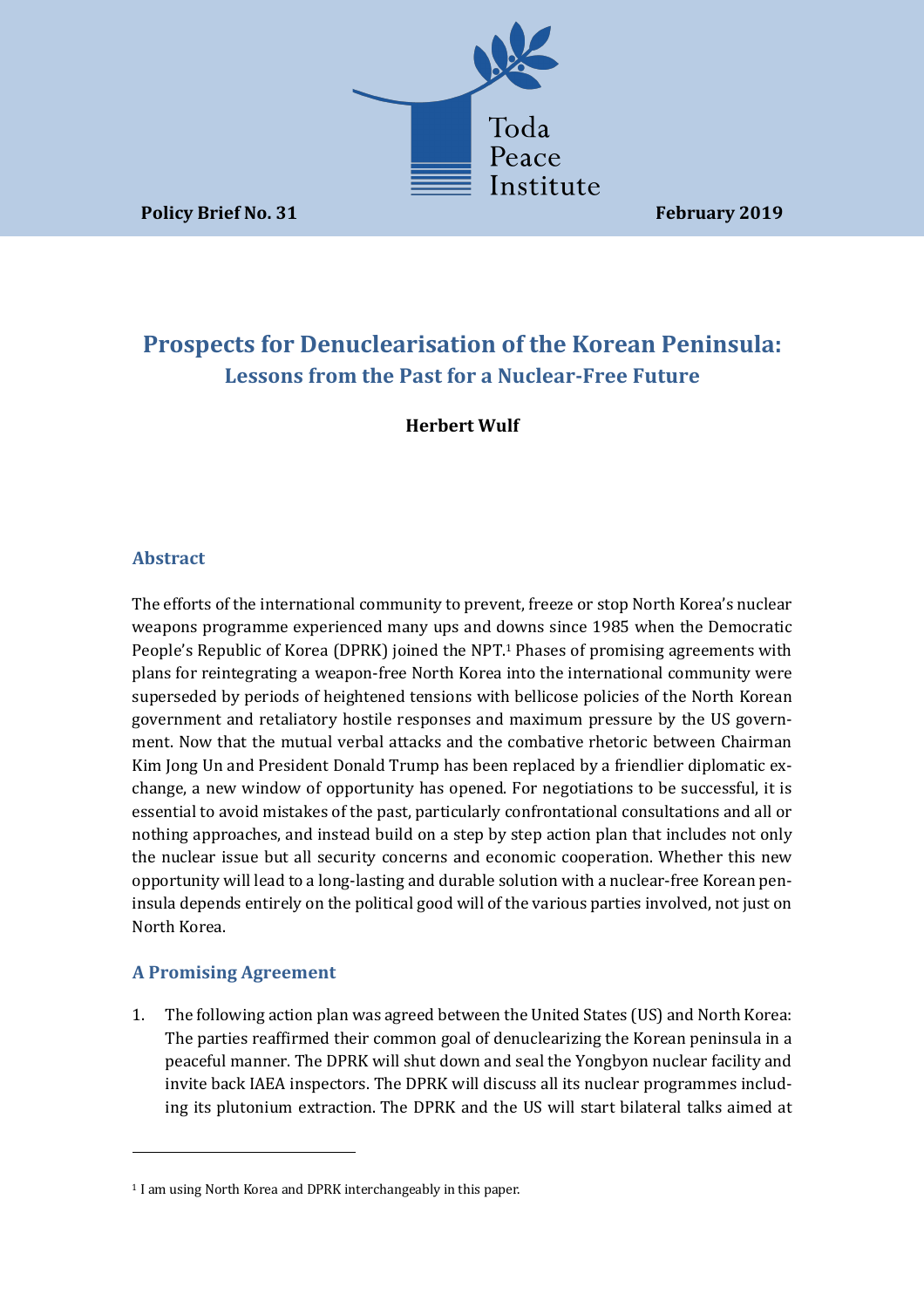Toda Peace Institute

**Policy Brief No. 31** **February 2019**

# Prospects for Denuclearisation of the Korean Peninsula:

## Lessons from the Past for a Nuclear-Free Future

**Herbert Wulf**

### Abstract

The efforts of the international community to prevent, freeze or stop North Korea's nuclear weapons programme experienced many ups and downs since 1985 when the Democratic People's Republic of Korea (DPRK) joined the NPT.[1] Phases of promising agreements with plans for reintegrating a weapon-free North Korea into the international community were superseded by periods of heightened tensions with bellicose policies of the North Korean government and retaliatory hostile responses and maximum pressure by the US government. Now that the mutual verbal attacks and the combative rhetoric between Chairman Kim Jong Un and President Donald Trump has been replaced by a friendlier diplomatic exchange, a new window of opportunity has opened. For negotiations to be successful, it is essential to avoid mistakes of the past, particularly confrontational consultations and all or nothing approaches, and instead build on a step by step action plan that includes not only the nuclear issue but all security concerns and economic cooperation. Whether this new opportunity will lead to a long-lasting and durable solution with a nuclear-free Korean peninsula depends entirely on the political good will of the various parties involved, not just on North Korea.

### A Promising Agreement

1. The following action plan was agreed between the United States (US) and North Korea: The parties reaffirmed their common goal of denuclearizing the Korean peninsula in a peaceful manner. The DPRK will shut down and seal the Yongbyon nuclear facility and invite back IAEA inspectors. The DPRK will discuss all its nuclear programmes including its plutonium extraction. The DPRK and the US will start bilateral talks aimed at

[1] I am using North Korea and DPRK interchangeably in this paper.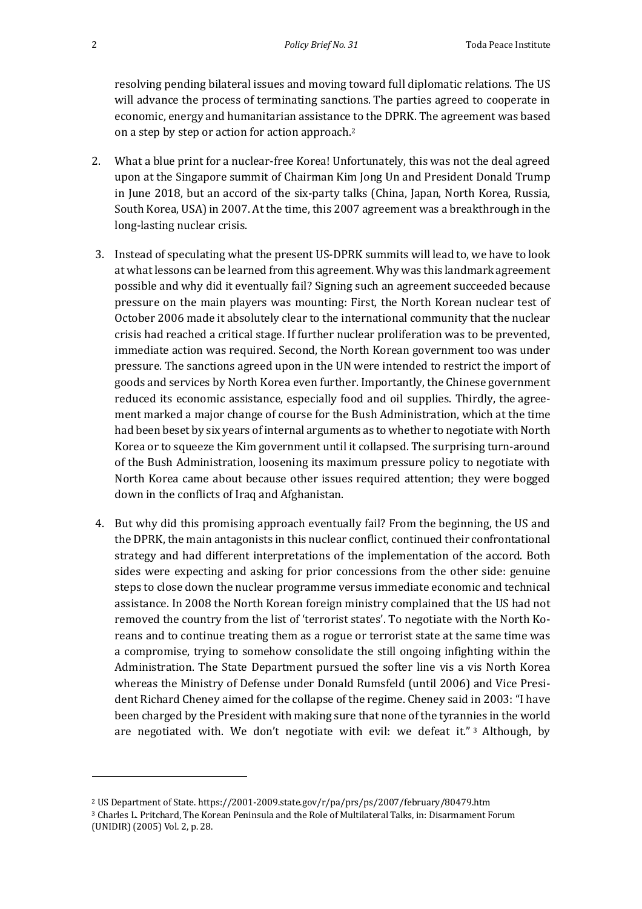resolving pending bilateral issues and moving toward full diplomatic relations. The US will advance the process of terminating sanctions. The parties agreed to cooperate in economic, energy and humanitarian assistance to the DPRK. The agreement was based on a step by step or action for action approach.[2]

2. What a blue print for a nuclear-free Korea! Unfortunately, this was not the deal agreed upon at the Singapore summit of Chairman Kim Jong Un and President Donald Trump in June 2018, but an accord of the six-party talks (China, Japan, North Korea, Russia, South Korea, USA) in 2007. At the time, this 2007 agreement was a breakthrough in the long-lasting nuclear crisis.

3. Instead of speculating what the present US-DPRK summits will lead to, we have to look at what lessons can be learned from this agreement. Why was this landmark agreement possible and why did it eventually fail? Signing such an agreement succeeded because pressure on the main players was mounting: First, the North Korean nuclear test of October 2006 made it absolutely clear to the international community that the nuclear crisis had reached a critical stage. If further nuclear proliferation was to be prevented, immediate action was required. Second, the North Korean government too was under pressure. The sanctions agreed upon in the UN were intended to restrict the import of goods and services by North Korea even further. Importantly, the Chinese government reduced its economic assistance, especially food and oil supplies. Thirdly, the agreement marked a major change of course for the Bush Administration, which at the time had been beset by six years of internal arguments as to whether to negotiate with North Korea or to squeeze the Kim government until it collapsed. The surprising turn-around of the Bush Administration, loosening its maximum pressure policy to negotiate with North Korea came about because other issues required attention; they were bogged down in the conflicts of Iraq and Afghanistan.

4. But why did this promising approach eventually fail? From the beginning, the US and the DPRK, the main antagonists in this nuclear conflict, continued their confrontational strategy and had different interpretations of the implementation of the accord. Both sides were expecting and asking for prior concessions from the other side: genuine steps to close down the nuclear programme versus immediate economic and technical assistance. In 2008 the North Korean foreign ministry complained that the US had not removed the country from the list of 'terrorist states'. To negotiate with the North Koreans and to continue treating them as a rogue or terrorist state at the same time was a compromise, trying to somehow consolidate the still ongoing infighting within the Administration. The State Department pursued the softer line vis a vis North Korea whereas the Ministry of Defense under Donald Rumsfeld (until 2006) and Vice President Richard Cheney aimed for the collapse of the regime. Cheney said in 2003: "I have been charged by the President with making sure that none of the tyrannies in the world are negotiated with. We don't negotiate with evil: we defeat it."[3] Although, by

---

[2] US Department of State. https://2001-2009.state.gov/r/pa/prs/ps/2007/february/80479.htm

[3] Charles L. Pritchard, The Korean Peninsula and the Role of Multilateral Talks, in: Disarmament Forum (UNIDIR) (2005) Vol. 2, p. 28.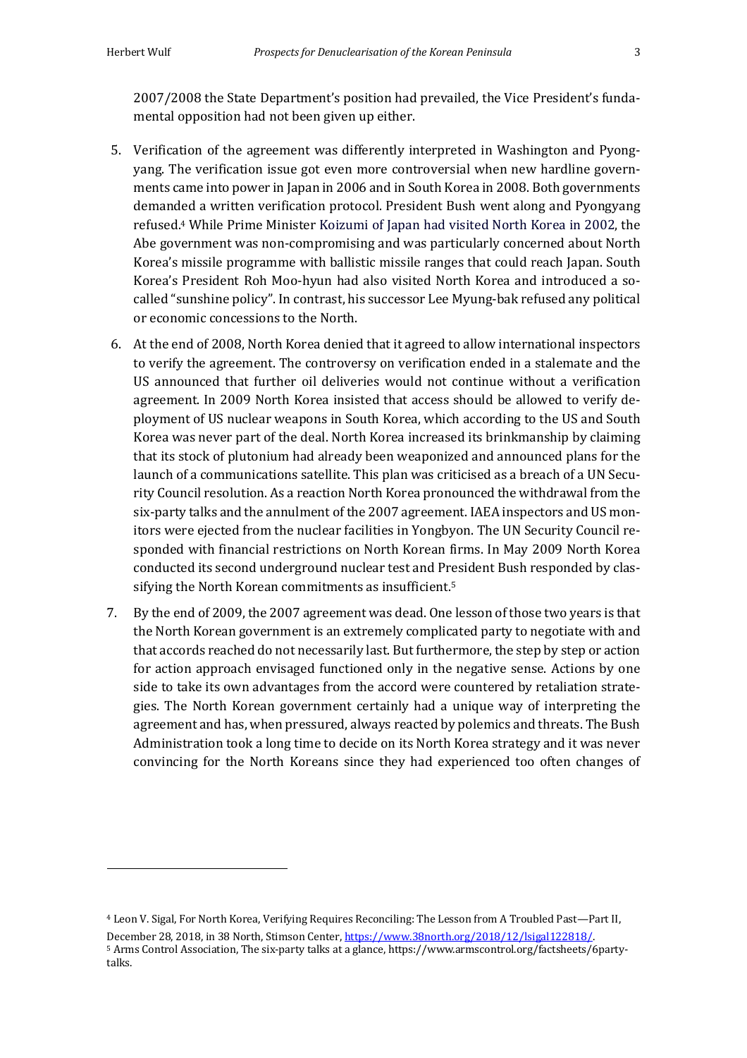2007/2008 the State Department's position had prevailed, the Vice President's fundamental opposition had not been given up either.

5. Verification of the agreement was differently interpreted in Washington and Pyongyang. The verification issue got even more controversial when new hardline governments came into power in Japan in 2006 and in South Korea in 2008. Both governments demanded a written verification protocol. President Bush went along and Pyongyang refused.[4] While Prime Minister Koizumi of Japan had visited North Korea in 2002, the Abe government was non-compromising and was particularly concerned about North Korea's missile programme with ballistic missile ranges that could reach Japan. South Korea's President Roh Moo-hyun had also visited North Korea and introduced a so-called "sunshine policy". In contrast, his successor Lee Myung-bak refused any political or economic concessions to the North.

6. At the end of 2008, North Korea denied that it agreed to allow international inspectors to verify the agreement. The controversy on verification ended in a stalemate and the US announced that further oil deliveries would not continue without a verification agreement. In 2009 North Korea insisted that access should be allowed to verify deployment of US nuclear weapons in South Korea, which according to the US and South Korea was never part of the deal. North Korea increased its brinkmanship by claiming that its stock of plutonium had already been weaponized and announced plans for the launch of a communications satellite. This plan was criticised as a breach of a UN Security Council resolution. As a reaction North Korea pronounced the withdrawal from the six-party talks and the annulment of the 2007 agreement. IAEA inspectors and US monitors were ejected from the nuclear facilities in Yongbyon. The UN Security Council responded with financial restrictions on North Korean firms. In May 2009 North Korea conducted its second underground nuclear test and President Bush responded by classifying the North Korean commitments as insufficient.[5]

7. By the end of 2009, the 2007 agreement was dead. One lesson of those two years is that the North Korean government is an extremely complicated party to negotiate with and that accords reached do not necessarily last. But furthermore, the step by step or action for action approach envisaged functioned only in the negative sense. Actions by one side to take its own advantages from the accord were countered by retaliation strategies. The North Korean government certainly had a unique way of interpreting the agreement and has, when pressured, always reacted by polemics and threats. The Bush Administration took a long time to decide on its North Korea strategy and it was never convincing for the North Koreans since they had experienced too often changes of

---

[4] Leon V. Sigal, For North Korea, Verifying Requires Reconciling: The Lesson from A Troubled Past—Part II, December 28, 2018, in 38 North, Stimson Center, https://www.38north.org/2018/12/lsigal122818/.

[5] Arms Control Association, The six-party talks at a glance, https://www.armscontrol.org/factsheets/6partytalks.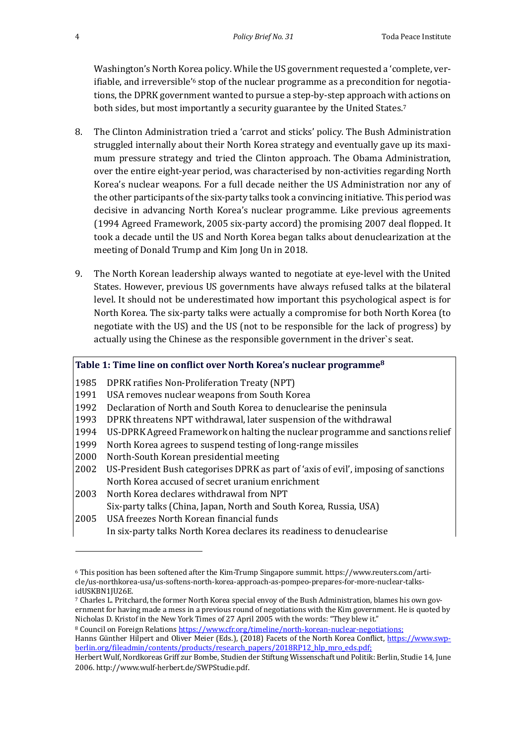Washington's North Korea policy. While the US government requested a 'complete, verifiable, and irreversible'[6] stop of the nuclear programme as a precondition for negotiations, the DPRK government wanted to pursue a step-by-step approach with actions on both sides, but most importantly a security guarantee by the United States.[7]

8. The Clinton Administration tried a 'carrot and sticks' policy. The Bush Administration struggled internally about their North Korea strategy and eventually gave up its maximum pressure strategy and tried the Clinton approach. The Obama Administration, over the entire eight-year period, was characterised by non-activities regarding North Korea's nuclear weapons. For a full decade neither the US Administration nor any of the other participants of the six-party talks took a convincing initiative. This period was decisive in advancing North Korea's nuclear programme. Like previous agreements (1994 Agreed Framework, 2005 six-party accord) the promising 2007 deal flopped. It took a decade until the US and North Korea began talks about denuclearization at the meeting of Donald Trump and Kim Jong Un in 2018.

9. The North Korean leadership always wanted to negotiate at eye-level with the United States. However, previous US governments have always refused talks at the bilateral level. It should not be underestimated how important this psychological aspect is for North Korea. The six-party talks were actually a compromise for both North Korea (to negotiate with the US) and the US (not to be responsible for the lack of progress) by actually using the Chinese as the responsible government in the driver`s seat.

**Table 1: Time line on conflict over North Korea's nuclear programme[8]**

| Year | Event |
|---|---|
| 1985 | DPRK ratifies Non-Proliferation Treaty (NPT) |
| 1991 | USA removes nuclear weapons from South Korea |
| 1992 | Declaration of North and South Korea to denuclearise the peninsula |
| 1993 | DPRK threatens NPT withdrawal, later suspension of the withdrawal |
| 1994 | US-DPRK Agreed Framework on halting the nuclear programme and sanctions relief |
| 1999 | North Korea agrees to suspend testing of long-range missiles |
| 2000 | North-South Korean presidential meeting |
| 2002 | US-President Bush categorises DPRK as part of 'axis of evil', imposing of sanctions |
| | North Korea accused of secret uranium enrichment |
| 2003 | North Korea declares withdrawal from NPT |
| | Six-party talks (China, Japan, North and South Korea, Russia, USA) |
| 2005 | USA freezes North Korean financial funds |
| | In six-party talks North Korea declares its readiness to denuclearise |

---

[6] This position has been softened after the Kim-Trump Singapore summit. https://www.reuters.com/article/us-northkorea-usa/us-softens-north-korea-approach-as-pompeo-prepares-for-more-nuclear-talks-idUSKBN1JU26E.

[7] Charles L. Pritchard, the former North Korea special envoy of the Bush Administration, blames his own government for having made a mess in a previous round of negotiations with the Kim government. He is quoted by Nicholas D. Kristof in the New York Times of 27 April 2005 with the words: "They blew it."

[8] Council on Foreign Relations https://www.cfr.org/timeline/north-korean-nuclear-negotiations;
Hanns Günther Hilpert and Oliver Meier (Eds.), (2018) Facets of the North Korea Conflict, https://www.swp-berlin.org/fileadmin/contents/products/research_papers/2018RP12_hlp_mro_eds.pdf;
Herbert Wulf, Nordkoreas Griff zur Bombe, Studien der Stiftung Wissenschaft und Politik: Berlin, Studie 14, June 2006. http://www.wulf-herbert.de/SWPStudie.pdf.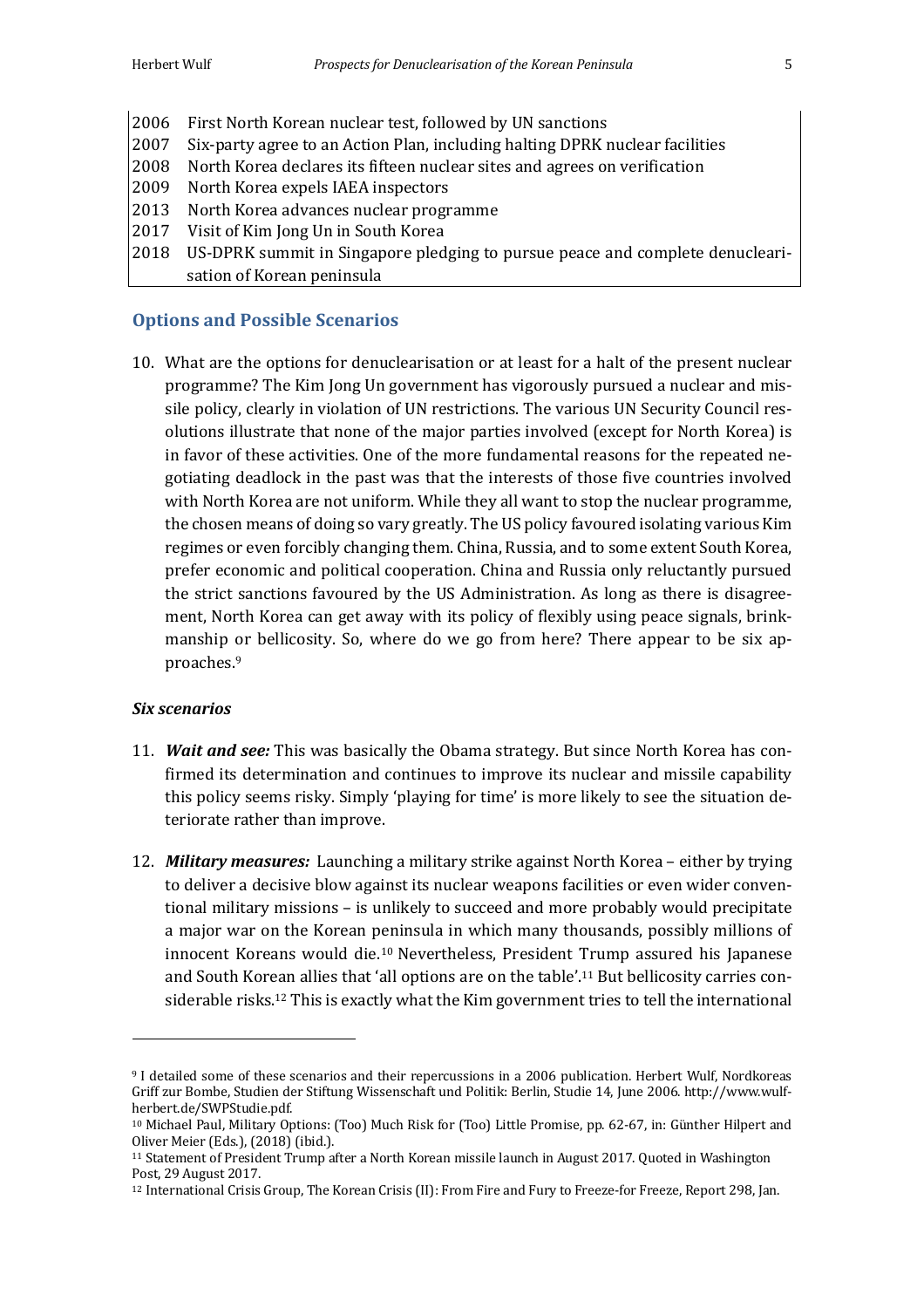| | |
|---|---|
| 2006 | First North Korean nuclear test, followed by UN sanctions |
| 2007 | Six-party agree to an Action Plan, including halting DPRK nuclear facilities |
| 2008 | North Korea declares its fifteen nuclear sites and agrees on verification |
| 2009 | North Korea expels IAEA inspectors |
| 2013 | North Korea advances nuclear programme |
| 2017 | Visit of Kim Jong Un in South Korea |
| 2018 | US-DPRK summit in Singapore pledging to pursue peace and complete denuclearisation of Korean peninsula |

## Options and Possible Scenarios

10. What are the options for denuclearisation or at least for a halt of the present nuclear programme? The Kim Jong Un government has vigorously pursued a nuclear and missile policy, clearly in violation of UN restrictions. The various UN Security Council resolutions illustrate that none of the major parties involved (except for North Korea) is in favor of these activities. One of the more fundamental reasons for the repeated negotiating deadlock in the past was that the interests of those five countries involved with North Korea are not uniform. While they all want to stop the nuclear programme, the chosen means of doing so vary greatly. The US policy favoured isolating various Kim regimes or even forcibly changing them. China, Russia, and to some extent South Korea, prefer economic and political cooperation. China and Russia only reluctantly pursued the strict sanctions favoured by the US Administration. As long as there is disagreement, North Korea can get away with its policy of flexibly using peace signals, brinkmanship or bellicosity. So, where do we go from here? There appear to be six approaches.[9]

### *Six scenarios*

11. ***Wait and see:*** This was basically the Obama strategy. But since North Korea has confirmed its determination and continues to improve its nuclear and missile capability this policy seems risky. Simply 'playing for time' is more likely to see the situation deteriorate rather than improve.

12. ***Military measures:*** Launching a military strike against North Korea – either by trying to deliver a decisive blow against its nuclear weapons facilities or even wider conventional military missions – is unlikely to succeed and more probably would precipitate a major war on the Korean peninsula in which many thousands, possibly millions of innocent Koreans would die.[10] Nevertheless, President Trump assured his Japanese and South Korean allies that 'all options are on the table'.[11] But bellicosity carries considerable risks.[12] This is exactly what the Kim government tries to tell the international

---

[9] I detailed some of these scenarios and their repercussions in a 2006 publication. Herbert Wulf, Nordkoreas Griff zur Bombe, Studien der Stiftung Wissenschaft und Politik: Berlin, Studie 14, June 2006. http://www.wulf-herbert.de/SWPStudie.pdf.

[10] Michael Paul, Military Options: (Too) Much Risk for (Too) Little Promise, pp. 62-67, in: Günther Hilpert and Oliver Meier (Eds.), (2018) (ibid.).

[11] Statement of President Trump after a North Korean missile launch in August 2017. Quoted in Washington Post, 29 August 2017.

[12] International Crisis Group, The Korean Crisis (II): From Fire and Fury to Freeze-for Freeze, Report 298, Jan.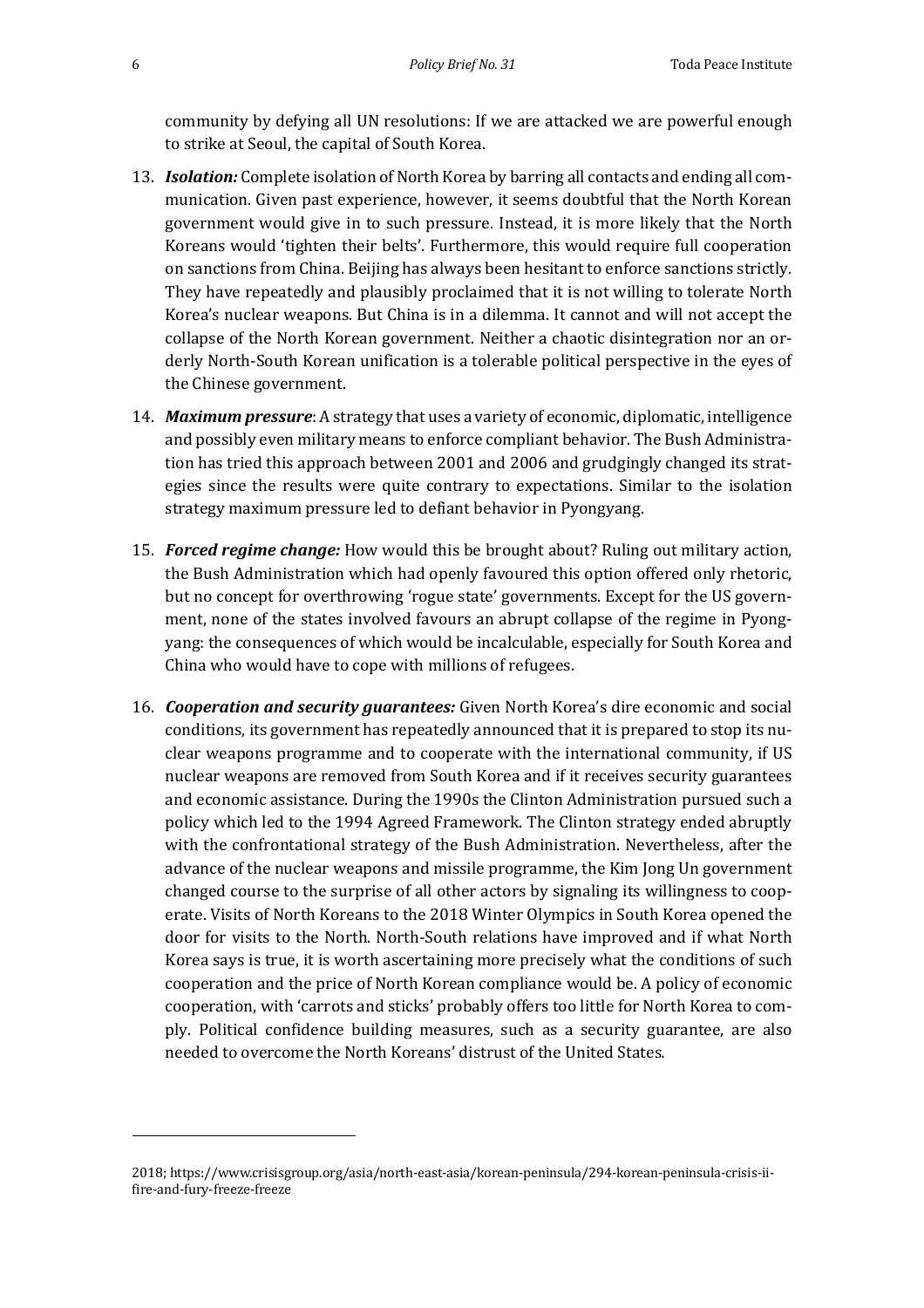community by defying all UN resolutions: If we are attacked we are powerful enough to strike at Seoul, the capital of South Korea.

13. ***Isolation:*** Complete isolation of North Korea by barring all contacts and ending all communication. Given past experience, however, it seems doubtful that the North Korean government would give in to such pressure. Instead, it is more likely that the North Koreans would 'tighten their belts'. Furthermore, this would require full cooperation on sanctions from China. Beijing has always been hesitant to enforce sanctions strictly. They have repeatedly and plausibly proclaimed that it is not willing to tolerate North Korea's nuclear weapons. But China is in a dilemma. It cannot and will not accept the collapse of the North Korean government. Neither a chaotic disintegration nor an orderly North-South Korean unification is a tolerable political perspective in the eyes of the Chinese government.

14. ***Maximum pressure***: A strategy that uses a variety of economic, diplomatic, intelligence and possibly even military means to enforce compliant behavior. The Bush Administration has tried this approach between 2001 and 2006 and grudgingly changed its strategies since the results were quite contrary to expectations. Similar to the isolation strategy maximum pressure led to defiant behavior in Pyongyang.

15. ***Forced regime change:*** How would this be brought about? Ruling out military action, the Bush Administration which had openly favoured this option offered only rhetoric, but no concept for overthrowing 'rogue state' governments. Except for the US government, none of the states involved favours an abrupt collapse of the regime in Pyongyang: the consequences of which would be incalculable, especially for South Korea and China who would have to cope with millions of refugees.

16. ***Cooperation and security guarantees:*** Given North Korea's dire economic and social conditions, its government has repeatedly announced that it is prepared to stop its nuclear weapons programme and to cooperate with the international community, if US nuclear weapons are removed from South Korea and if it receives security guarantees and economic assistance. During the 1990s the Clinton Administration pursued such a policy which led to the 1994 Agreed Framework. The Clinton strategy ended abruptly with the confrontational strategy of the Bush Administration. Nevertheless, after the advance of the nuclear weapons and missile programme, the Kim Jong Un government changed course to the surprise of all other actors by signaling its willingness to cooperate. Visits of North Koreans to the 2018 Winter Olympics in South Korea opened the door for visits to the North. North-South relations have improved and if what North Korea says is true, it is worth ascertaining more precisely what the conditions of such cooperation and the price of North Korean compliance would be. A policy of economic cooperation, with 'carrots and sticks' probably offers too little for North Korea to comply. Political confidence building measures, such as a security guarantee, are also needed to overcome the North Koreans' distrust of the United States.

---

2018; https://www.crisisgroup.org/asia/north-east-asia/korean-peninsula/294-korean-peninsula-crisis-ii-fire-and-fury-freeze-freeze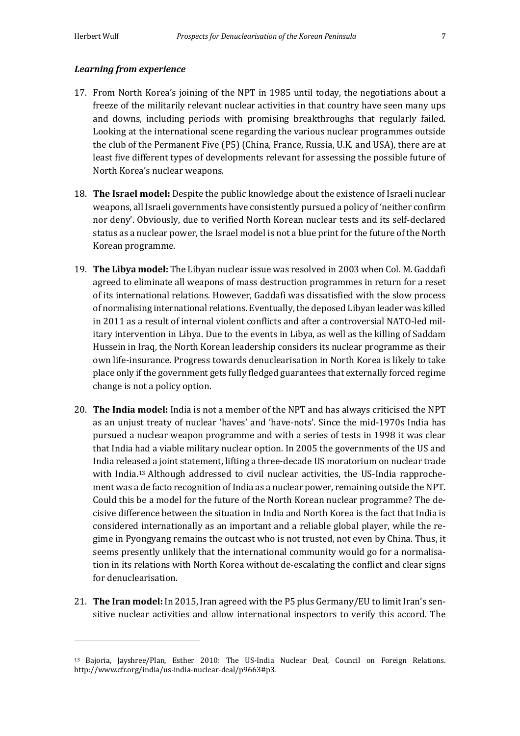### *Learning from experience*

17. From North Korea's joining of the NPT in 1985 until today, the negotiations about a freeze of the militarily relevant nuclear activities in that country have seen many ups and downs, including periods with promising breakthroughs that regularly failed. Looking at the international scene regarding the various nuclear programmes outside the club of the Permanent Five (P5) (China, France, Russia, U.K. and USA), there are at least five different types of developments relevant for assessing the possible future of North Korea's nuclear weapons.

18. **The Israel model:** Despite the public knowledge about the existence of Israeli nuclear weapons, all Israeli governments have consistently pursued a policy of 'neither confirm nor deny'. Obviously, due to verified North Korean nuclear tests and its self-declared status as a nuclear power, the Israel model is not a blue print for the future of the North Korean programme.

19. **The Libya model:** The Libyan nuclear issue was resolved in 2003 when Col. M. Gaddafi agreed to eliminate all weapons of mass destruction programmes in return for a reset of its international relations. However, Gaddafi was dissatisfied with the slow process of normalising international relations. Eventually, the deposed Libyan leader was killed in 2011 as a result of internal violent conflicts and after a controversial NATO-led military intervention in Libya. Due to the events in Libya, as well as the killing of Saddam Hussein in Iraq, the North Korean leadership considers its nuclear programme as their own life-insurance. Progress towards denuclearisation in North Korea is likely to take place only if the government gets fully fledged guarantees that externally forced regime change is not a policy option.

20. **The India model:** India is not a member of the NPT and has always criticised the NPT as an unjust treaty of nuclear 'haves' and 'have-nots'. Since the mid-1970s India has pursued a nuclear weapon programme and with a series of tests in 1998 it was clear that India had a viable military nuclear option. In 2005 the governments of the US and India released a joint statement, lifting a three-decade US moratorium on nuclear trade with India.[13] Although addressed to civil nuclear activities, the US-India rapprochement was a de facto recognition of India as a nuclear power, remaining outside the NPT. Could this be a model for the future of the North Korean nuclear programme? The decisive difference between the situation in India and North Korea is the fact that India is considered internationally as an important and a reliable global player, while the regime in Pyongyang remains the outcast who is not trusted, not even by China. Thus, it seems presently unlikely that the international community would go for a normalisation in its relations with North Korea without de-escalating the conflict and clear signs for denuclearisation.

21. **The Iran model:** In 2015, Iran agreed with the P5 plus Germany/EU to limit Iran's sensitive nuclear activities and allow international inspectors to verify this accord. The

---

[13] Bajoria, Jayshree/Plan, Esther 2010: The US-India Nuclear Deal, Council on Foreign Relations. http://www.cfr.org/india/us-india-nuclear-deal/p9663#p3.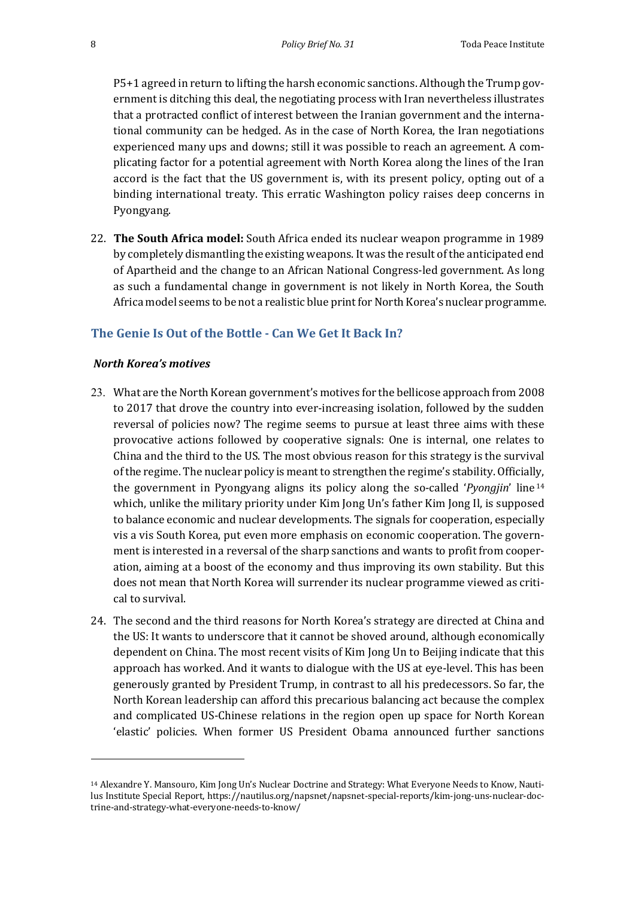P5+1 agreed in return to lifting the harsh economic sanctions. Although the Trump government is ditching this deal, the negotiating process with Iran nevertheless illustrates that a protracted conflict of interest between the Iranian government and the international community can be hedged. As in the case of North Korea, the Iran negotiations experienced many ups and downs; still it was possible to reach an agreement. A complicating factor for a potential agreement with North Korea along the lines of the Iran accord is the fact that the US government is, with its present policy, opting out of a binding international treaty. This erratic Washington policy raises deep concerns in Pyongyang.

22. **The South Africa model:** South Africa ended its nuclear weapon programme in 1989 by completely dismantling the existing weapons. It was the result of the anticipated end of Apartheid and the change to an African National Congress-led government. As long as such a fundamental change in government is not likely in North Korea, the South Africa model seems to be not a realistic blue print for North Korea's nuclear programme.

## The Genie Is Out of the Bottle - Can We Get It Back In?

### *North Korea's motives*

23. What are the North Korean government's motives for the bellicose approach from 2008 to 2017 that drove the country into ever-increasing isolation, followed by the sudden reversal of policies now? The regime seems to pursue at least three aims with these provocative actions followed by cooperative signals: One is internal, one relates to China and the third to the US. The most obvious reason for this strategy is the survival of the regime. The nuclear policy is meant to strengthen the regime's stability. Officially, the government in Pyongyang aligns its policy along the so-called '*Pyongjin*' line[14] which, unlike the military priority under Kim Jong Un's father Kim Jong Il, is supposed to balance economic and nuclear developments. The signals for cooperation, especially vis a vis South Korea, put even more emphasis on economic cooperation. The government is interested in a reversal of the sharp sanctions and wants to profit from cooperation, aiming at a boost of the economy and thus improving its own stability. But this does not mean that North Korea will surrender its nuclear programme viewed as critical to survival.

24. The second and the third reasons for North Korea's strategy are directed at China and the US: It wants to underscore that it cannot be shoved around, although economically dependent on China. The most recent visits of Kim Jong Un to Beijing indicate that this approach has worked. And it wants to dialogue with the US at eye-level. This has been generously granted by President Trump, in contrast to all his predecessors. So far, the North Korean leadership can afford this precarious balancing act because the complex and complicated US-Chinese relations in the region open up space for North Korean 'elastic' policies. When former US President Obama announced further sanctions

---

[14] Alexandre Y. Mansouro, Kim Jong Un's Nuclear Doctrine and Strategy: What Everyone Needs to Know, Nautilus Institute Special Report, https://nautilus.org/napsnet/napsnet-special-reports/kim-jong-uns-nuclear-doctrine-and-strategy-what-everyone-needs-to-know/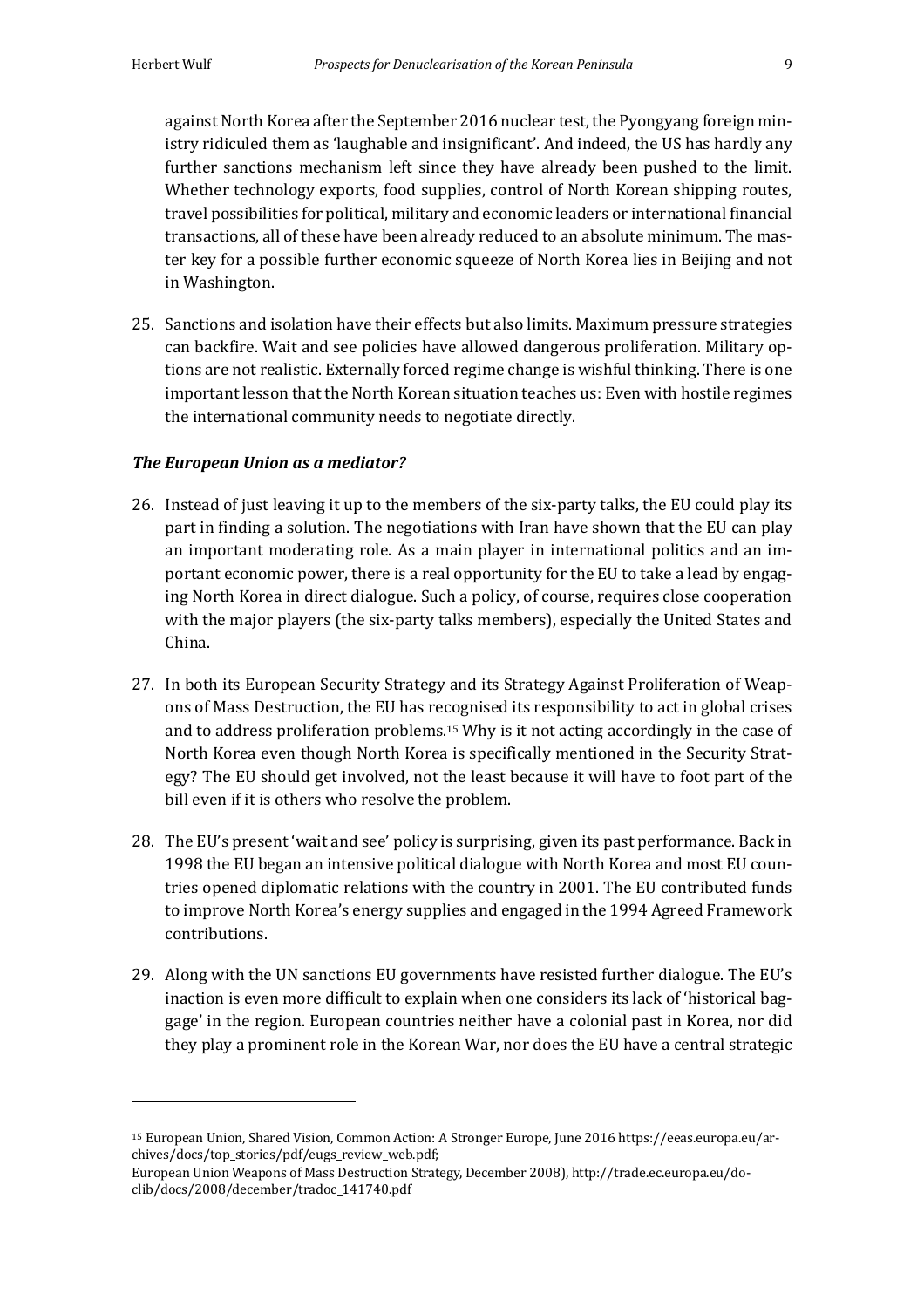against North Korea after the September 2016 nuclear test, the Pyongyang foreign ministry ridiculed them as 'laughable and insignificant'. And indeed, the US has hardly any further sanctions mechanism left since they have already been pushed to the limit. Whether technology exports, food supplies, control of North Korean shipping routes, travel possibilities for political, military and economic leaders or international financial transactions, all of these have been already reduced to an absolute minimum. The master key for a possible further economic squeeze of North Korea lies in Beijing and not in Washington.

25. Sanctions and isolation have their effects but also limits. Maximum pressure strategies can backfire. Wait and see policies have allowed dangerous proliferation. Military options are not realistic. Externally forced regime change is wishful thinking. There is one important lesson that the North Korean situation teaches us: Even with hostile regimes the international community needs to negotiate directly.

### *The European Union as a mediator?*

26. Instead of just leaving it up to the members of the six-party talks, the EU could play its part in finding a solution. The negotiations with Iran have shown that the EU can play an important moderating role. As a main player in international politics and an important economic power, there is a real opportunity for the EU to take a lead by engaging North Korea in direct dialogue. Such a policy, of course, requires close cooperation with the major players (the six-party talks members), especially the United States and China.

27. In both its European Security Strategy and its Strategy Against Proliferation of Weapons of Mass Destruction, the EU has recognised its responsibility to act in global crises and to address proliferation problems.[15] Why is it not acting accordingly in the case of North Korea even though North Korea is specifically mentioned in the Security Strategy? The EU should get involved, not the least because it will have to foot part of the bill even if it is others who resolve the problem.

28. The EU's present 'wait and see' policy is surprising, given its past performance. Back in 1998 the EU began an intensive political dialogue with North Korea and most EU countries opened diplomatic relations with the country in 2001. The EU contributed funds to improve North Korea's energy supplies and engaged in the 1994 Agreed Framework contributions.

29. Along with the UN sanctions EU governments have resisted further dialogue. The EU's inaction is even more difficult to explain when one considers its lack of 'historical baggage' in the region. European countries neither have a colonial past in Korea, nor did they play a prominent role in the Korean War, nor does the EU have a central strategic

---

[15] European Union, Shared Vision, Common Action: A Stronger Europe, June 2016 https://eeas.europa.eu/archives/docs/top_stories/pdf/eugs_review_web.pdf;
European Union Weapons of Mass Destruction Strategy, December 2008), http://trade.ec.europa.eu/doclib/docs/2008/december/tradoc_141740.pdf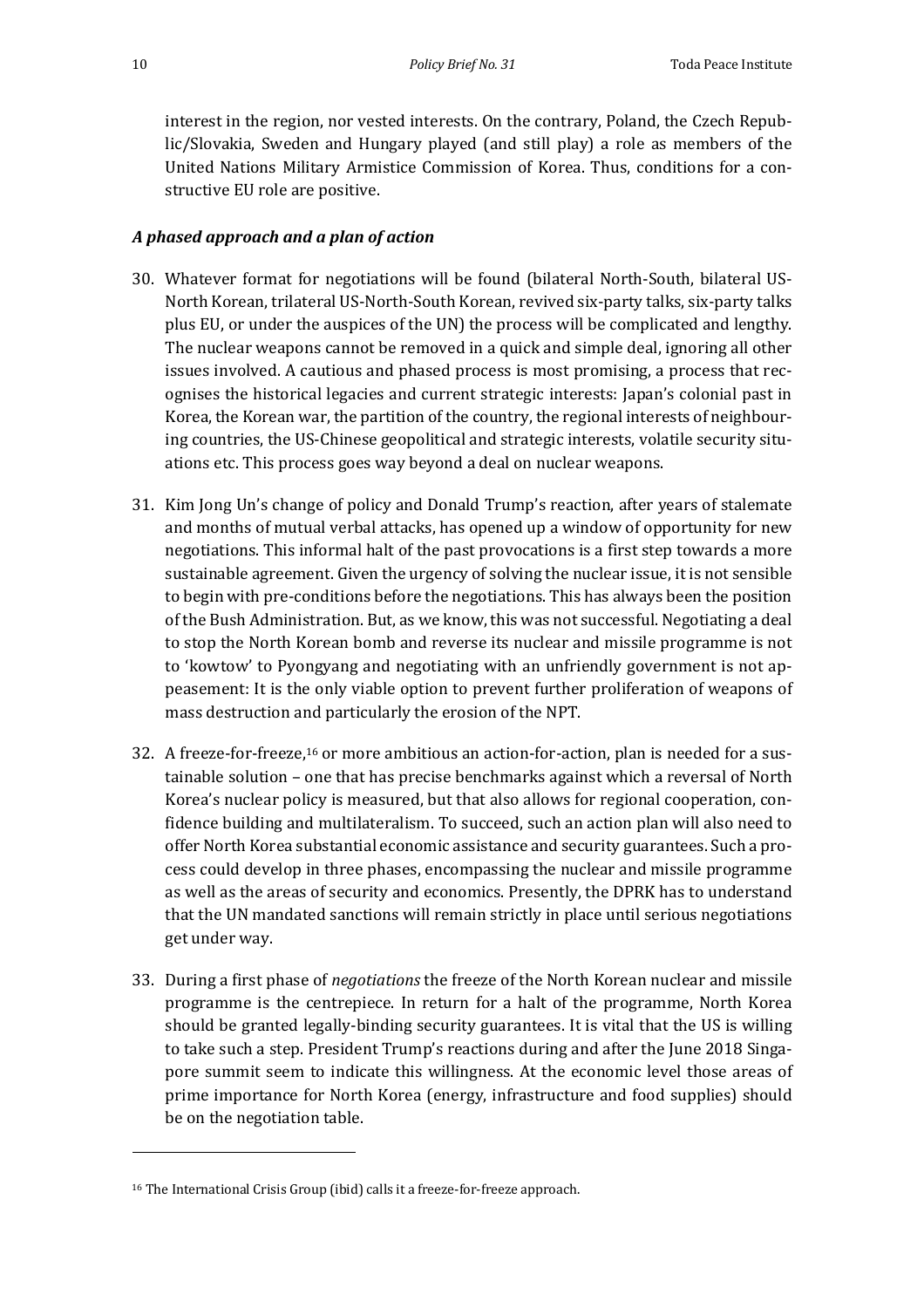interest in the region, nor vested interests. On the contrary, Poland, the Czech Republic/Slovakia, Sweden and Hungary played (and still play) a role as members of the United Nations Military Armistice Commission of Korea. Thus, conditions for a constructive EU role are positive.

### *A phased approach and a plan of action*

30. Whatever format for negotiations will be found (bilateral North-South, bilateral US-North Korean, trilateral US-North-South Korean, revived six-party talks, six-party talks plus EU, or under the auspices of the UN) the process will be complicated and lengthy. The nuclear weapons cannot be removed in a quick and simple deal, ignoring all other issues involved. A cautious and phased process is most promising, a process that recognises the historical legacies and current strategic interests: Japan's colonial past in Korea, the Korean war, the partition of the country, the regional interests of neighbouring countries, the US-Chinese geopolitical and strategic interests, volatile security situations etc. This process goes way beyond a deal on nuclear weapons.

31. Kim Jong Un's change of policy and Donald Trump's reaction, after years of stalemate and months of mutual verbal attacks, has opened up a window of opportunity for new negotiations. This informal halt of the past provocations is a first step towards a more sustainable agreement. Given the urgency of solving the nuclear issue, it is not sensible to begin with pre-conditions before the negotiations. This has always been the position of the Bush Administration. But, as we know, this was not successful. Negotiating a deal to stop the North Korean bomb and reverse its nuclear and missile programme is not to 'kowtow' to Pyongyang and negotiating with an unfriendly government is not appeasement: It is the only viable option to prevent further proliferation of weapons of mass destruction and particularly the erosion of the NPT.

32. A freeze-for-freeze,[16] or more ambitious an action-for-action, plan is needed for a sustainable solution – one that has precise benchmarks against which a reversal of North Korea's nuclear policy is measured, but that also allows for regional cooperation, confidence building and multilateralism. To succeed, such an action plan will also need to offer North Korea substantial economic assistance and security guarantees. Such a process could develop in three phases, encompassing the nuclear and missile programme as well as the areas of security and economics. Presently, the DPRK has to understand that the UN mandated sanctions will remain strictly in place until serious negotiations get under way.

33. During a first phase of *negotiations* the freeze of the North Korean nuclear and missile programme is the centrepiece. In return for a halt of the programme, North Korea should be granted legally-binding security guarantees. It is vital that the US is willing to take such a step. President Trump's reactions during and after the June 2018 Singapore summit seem to indicate this willingness. At the economic level those areas of prime importance for North Korea (energy, infrastructure and food supplies) should be on the negotiation table.

---

[16] The International Crisis Group (ibid) calls it a freeze-for-freeze approach.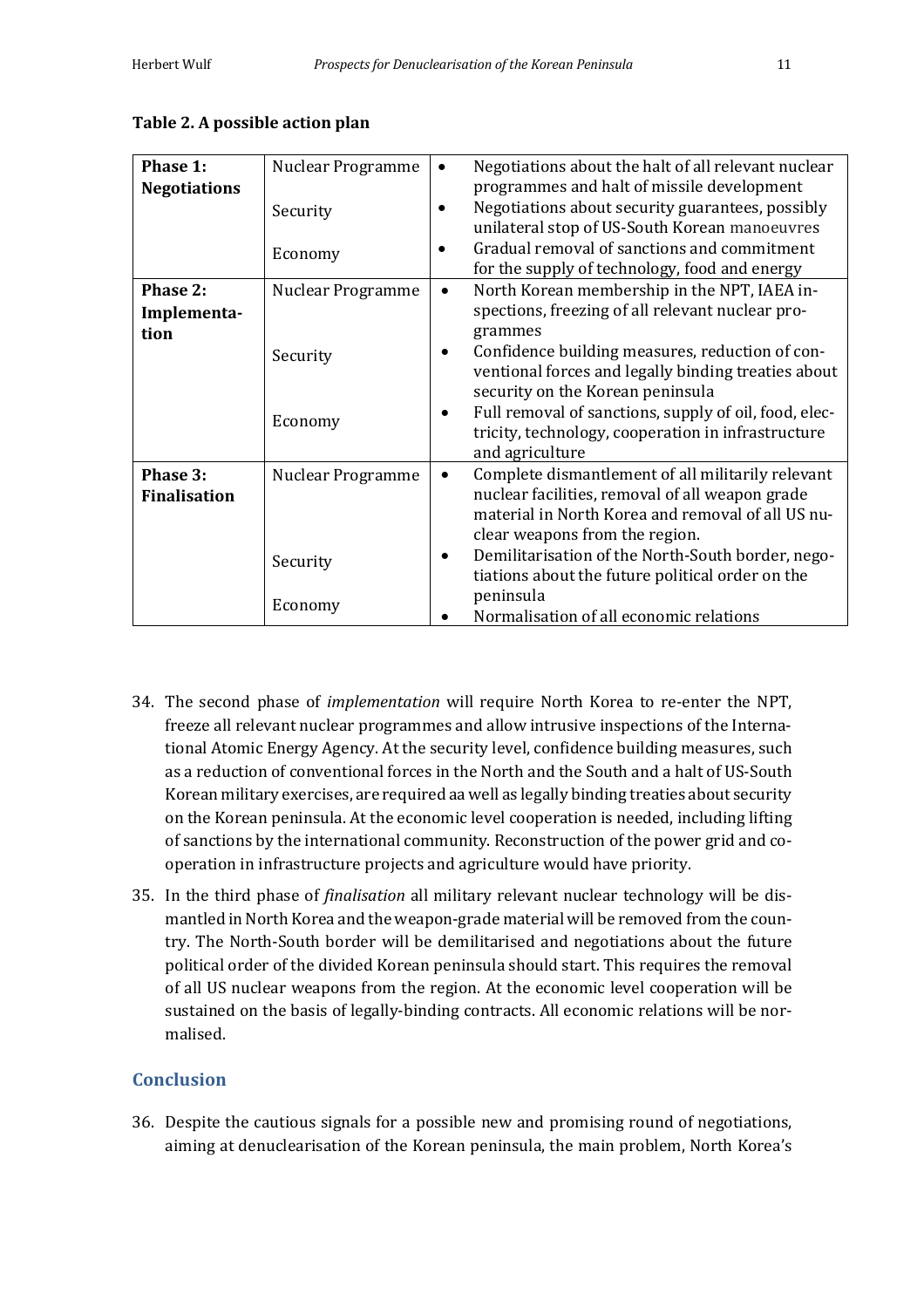**Table 2. A possible action plan**

| | | |
|---|---|---|
| **Phase 1: Negotiations** | Nuclear Programme | • Negotiations about the halt of all relevant nuclear programmes and halt of missile development |
| | Security | • Negotiations about security guarantees, possibly unilateral stop of US-South Korean manoeuvres |
| | Economy | • Gradual removal of sanctions and commitment for the supply of technology, food and energy |
| **Phase 2: Implementation** | Nuclear Programme | • North Korean membership in the NPT, IAEA inspections, freezing of all relevant nuclear programmes |
| | Security | • Confidence building measures, reduction of conventional forces and legally binding treaties about security on the Korean peninsula |
| | Economy | • Full removal of sanctions, supply of oil, food, electricity, technology, cooperation in infrastructure and agriculture |
| **Phase 3: Finalisation** | Nuclear Programme | • Complete dismantlement of all militarily relevant nuclear facilities, removal of all weapon grade material in North Korea and removal of all US nuclear weapons from the region. |
| | Security | • Demilitarisation of the North-South border, negotiations about the future political order on the peninsula |
| | Economy | • Normalisation of all economic relations |

34. The second phase of *implementation* will require North Korea to re-enter the NPT, freeze all relevant nuclear programmes and allow intrusive inspections of the International Atomic Energy Agency. At the security level, confidence building measures, such as a reduction of conventional forces in the North and the South and a halt of US-South Korean military exercises, are required aa well as legally binding treaties about security on the Korean peninsula. At the economic level cooperation is needed, including lifting of sanctions by the international community. Reconstruction of the power grid and cooperation in infrastructure projects and agriculture would have priority.

35. In the third phase of *finalisation* all military relevant nuclear technology will be dismantled in North Korea and the weapon-grade material will be removed from the country. The North-South border will be demilitarised and negotiations about the future political order of the divided Korean peninsula should start. This requires the removal of all US nuclear weapons from the region. At the economic level cooperation will be sustained on the basis of legally-binding contracts. All economic relations will be normalised.

## Conclusion

36. Despite the cautious signals for a possible new and promising round of negotiations, aiming at denuclearisation of the Korean peninsula, the main problem, North Korea's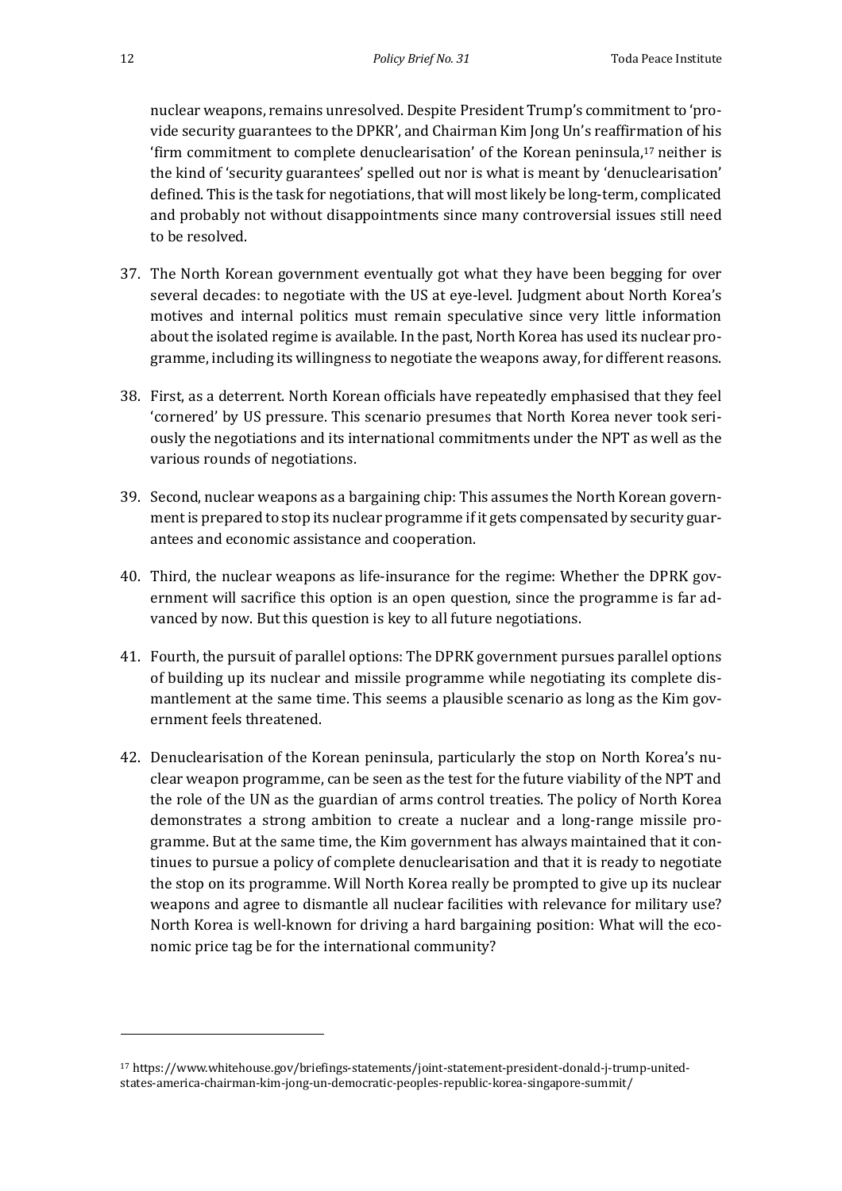nuclear weapons, remains unresolved. Despite President Trump's commitment to 'provide security guarantees to the DPKR', and Chairman Kim Jong Un's reaffirmation of his 'firm commitment to complete denuclearisation' of the Korean peninsula,[17] neither is the kind of 'security guarantees' spelled out nor is what is meant by 'denuclearisation' defined. This is the task for negotiations, that will most likely be long-term, complicated and probably not without disappointments since many controversial issues still need to be resolved.

37. The North Korean government eventually got what they have been begging for over several decades: to negotiate with the US at eye-level. Judgment about North Korea's motives and internal politics must remain speculative since very little information about the isolated regime is available. In the past, North Korea has used its nuclear programme, including its willingness to negotiate the weapons away, for different reasons.

38. First, as a deterrent. North Korean officials have repeatedly emphasised that they feel 'cornered' by US pressure. This scenario presumes that North Korea never took seriously the negotiations and its international commitments under the NPT as well as the various rounds of negotiations.

39. Second, nuclear weapons as a bargaining chip: This assumes the North Korean government is prepared to stop its nuclear programme if it gets compensated by security guarantees and economic assistance and cooperation.

40. Third, the nuclear weapons as life-insurance for the regime: Whether the DPRK government will sacrifice this option is an open question, since the programme is far advanced by now. But this question is key to all future negotiations.

41. Fourth, the pursuit of parallel options: The DPRK government pursues parallel options of building up its nuclear and missile programme while negotiating its complete dismantlement at the same time. This seems a plausible scenario as long as the Kim government feels threatened.

42. Denuclearisation of the Korean peninsula, particularly the stop on North Korea's nuclear weapon programme, can be seen as the test for the future viability of the NPT and the role of the UN as the guardian of arms control treaties. The policy of North Korea demonstrates a strong ambition to create a nuclear and a long-range missile programme. But at the same time, the Kim government has always maintained that it continues to pursue a policy of complete denuclearisation and that it is ready to negotiate the stop on its programme. Will North Korea really be prompted to give up its nuclear weapons and agree to dismantle all nuclear facilities with relevance for military use? North Korea is well-known for driving a hard bargaining position: What will the economic price tag be for the international community?

---

[17] https://www.whitehouse.gov/briefings-statements/joint-statement-president-donald-j-trump-united-states-america-chairman-kim-jong-un-democratic-peoples-republic-korea-singapore-summit/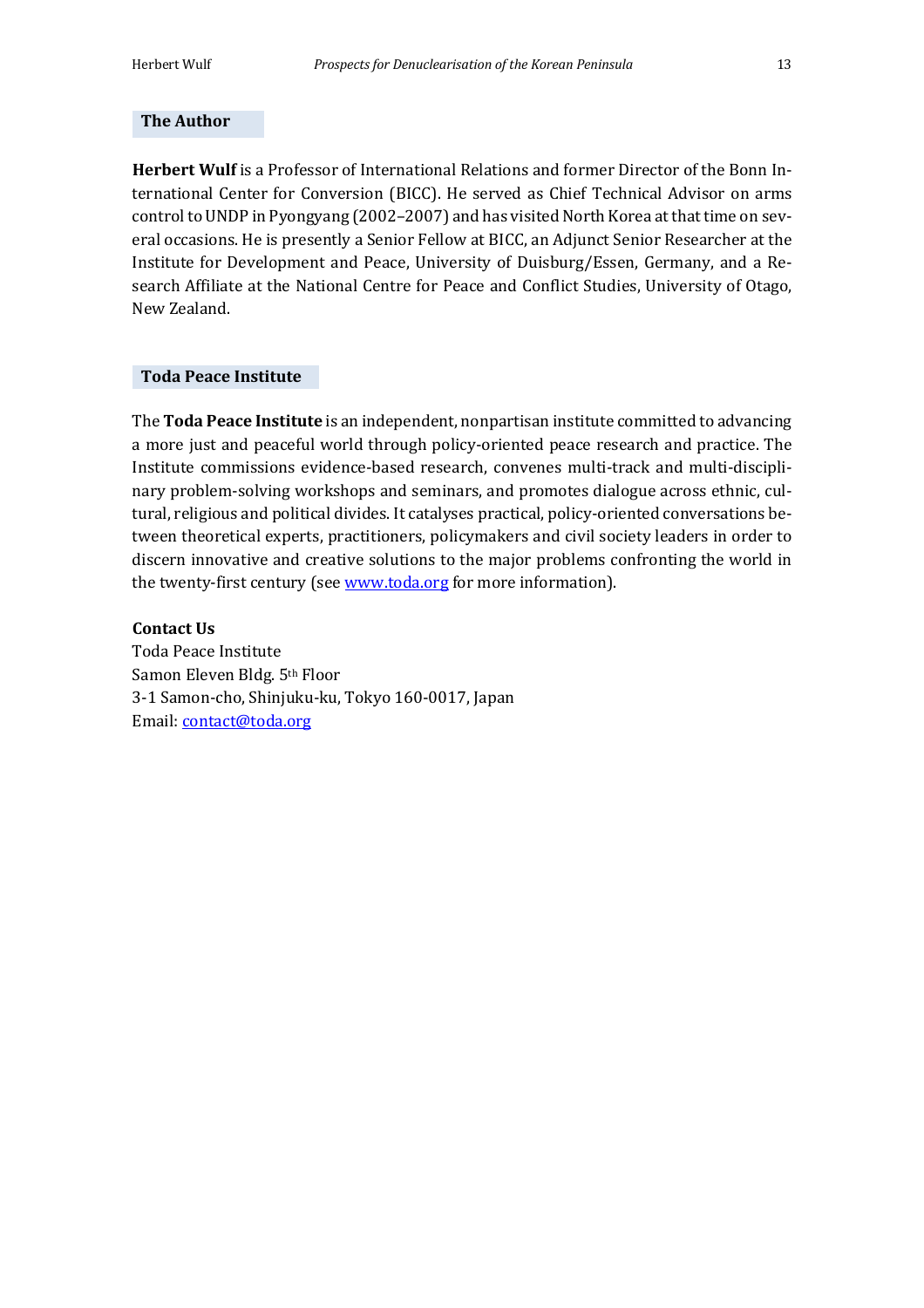## The Author

**Herbert Wulf** is a Professor of International Relations and former Director of the Bonn International Center for Conversion (BICC). He served as Chief Technical Advisor on arms control to UNDP in Pyongyang (2002–2007) and has visited North Korea at that time on several occasions. He is presently a Senior Fellow at BICC, an Adjunct Senior Researcher at the Institute for Development and Peace, University of Duisburg/Essen, Germany, and a Research Affiliate at the National Centre for Peace and Conflict Studies, University of Otago, New Zealand.

## Toda Peace Institute

The **Toda Peace Institute** is an independent, nonpartisan institute committed to advancing a more just and peaceful world through policy-oriented peace research and practice. The Institute commissions evidence-based research, convenes multi-track and multi-disciplinary problem-solving workshops and seminars, and promotes dialogue across ethnic, cultural, religious and political divides. It catalyses practical, policy-oriented conversations between theoretical experts, practitioners, policymakers and civil society leaders in order to discern innovative and creative solutions to the major problems confronting the world in the twenty-first century (see www.toda.org for more information).

**Contact Us**
Toda Peace Institute
Samon Eleven Bldg. 5th Floor
3-1 Samon-cho, Shinjuku-ku, Tokyo 160-0017, Japan
Email: contact@toda.org